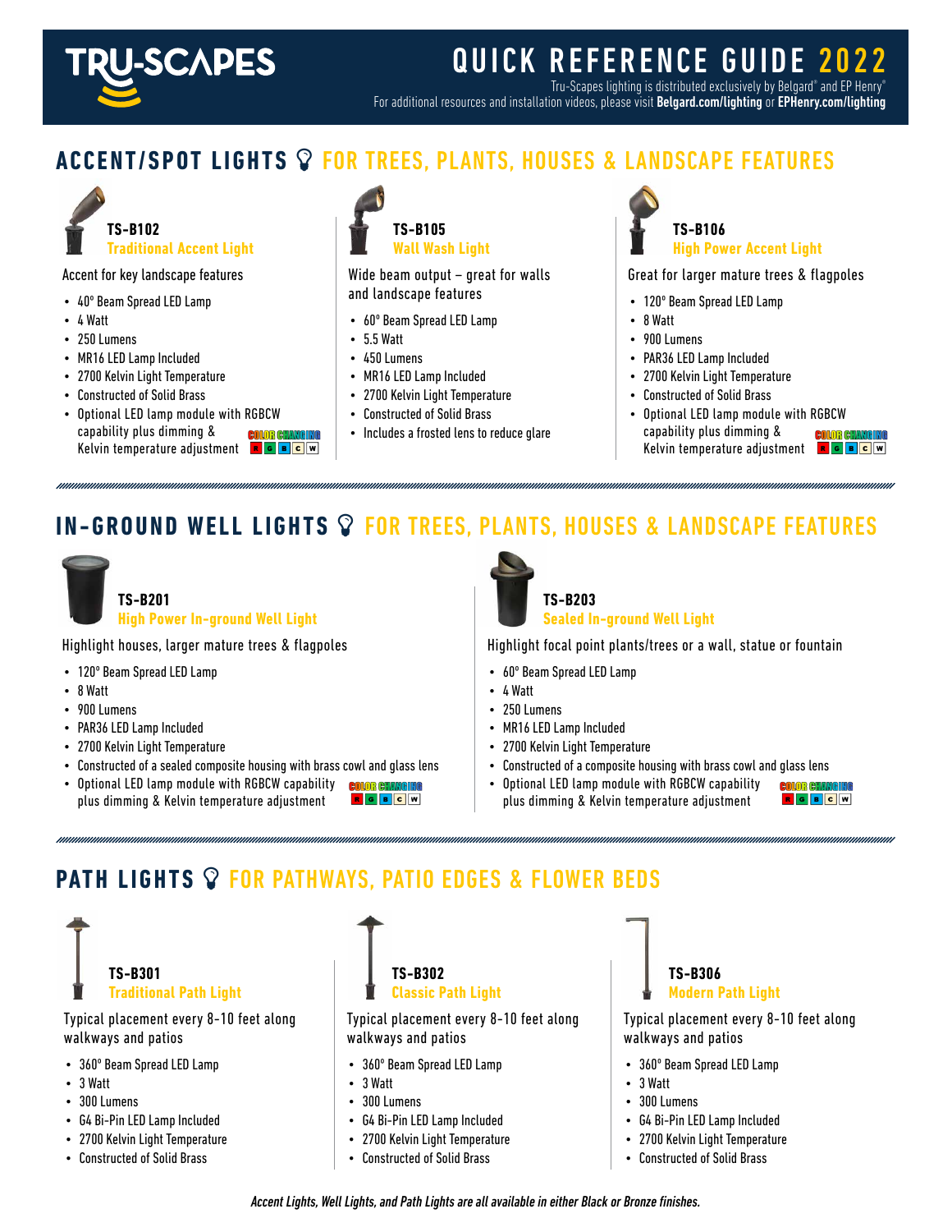# TRU-SCAPES

# QUICK REFERENCE GUIDE 2022

Tru-Scapes lighting is distributed exclusively by Belgard® and EP Henry®
For additional resources and installation videos, please visit **Belgard.com/lighting** or **EPHenry.com/lighting**

## ACCENT/SPOT LIGHTS FOR TREES, PLANTS, HOUSES & LANDSCAPE FEATURES

### TS-B102
**Traditional Accent Light**

Accent for key landscape features

- 40° Beam Spread LED Lamp
- 4 Watt
- 250 Lumens
- MR16 LED Lamp Included
- 2700 Kelvin Light Temperature
- Constructed of Solid Brass
- Optional LED lamp module with RGBCW capability plus dimming & Kelvin temperature adjustment

COLOR CHANGING R G B C W

### TS-B105
**Wall Wash Light**

Wide beam output – great for walls and landscape features

- 60° Beam Spread LED Lamp
- 5.5 Watt
- 450 Lumens
- MR16 LED Lamp Included
- 2700 Kelvin Light Temperature
- Constructed of Solid Brass
- Includes a frosted lens to reduce glare

### TS-B106
**High Power Accent Light**

Great for larger mature trees & flagpoles

- 120° Beam Spread LED Lamp
- 8 Watt
- 900 Lumens
- PAR36 LED Lamp Included
- 2700 Kelvin Light Temperature
- Constructed of Solid Brass
- Optional LED lamp module with RGBCW capability plus dimming & Kelvin temperature adjustment

COLOR CHANGING R G B C W

## IN-GROUND WELL LIGHTS FOR TREES, PLANTS, HOUSES & LANDSCAPE FEATURES

### TS-B201
**High Power In-ground Well Light**

Highlight houses, larger mature trees & flagpoles

- 120° Beam Spread LED Lamp
- 8 Watt
- 900 Lumens
- PAR36 LED Lamp Included
- 2700 Kelvin Light Temperature
- Constructed of a sealed composite housing with brass cowl and glass lens
- Optional LED lamp module with RGBCW capability plus dimming & Kelvin temperature adjustment

COLOR CHANGING R G B C W

### TS-B203
**Sealed In-ground Well Light**

Highlight focal point plants/trees or a wall, statue or fountain

- 60° Beam Spread LED Lamp
- 4 Watt
- 250 Lumens
- MR16 LED Lamp Included
- 2700 Kelvin Light Temperature
- Constructed of a composite housing with brass cowl and glass lens
- Optional LED lamp module with RGBCW capability plus dimming & Kelvin temperature adjustment

COLOR CHANGING R G B C W

## PATH LIGHTS FOR PATHWAYS, PATIO EDGES & FLOWER BEDS

### TS-B301
**Traditional Path Light**

Typical placement every 8-10 feet along walkways and patios

- 360° Beam Spread LED Lamp
- 3 Watt
- 300 Lumens
- G4 Bi-Pin LED Lamp Included
- 2700 Kelvin Light Temperature
- Constructed of Solid Brass

### TS-B302
**Classic Path Light**

Typical placement every 8-10 feet along walkways and patios

- 360° Beam Spread LED Lamp
- 3 Watt
- 300 Lumens
- G4 Bi-Pin LED Lamp Included
- 2700 Kelvin Light Temperature
- Constructed of Solid Brass

### TS-B306
**Modern Path Light**

Typical placement every 8-10 feet along walkways and patios

- 360° Beam Spread LED Lamp
- 3 Watt
- 300 Lumens
- G4 Bi-Pin LED Lamp Included
- 2700 Kelvin Light Temperature
- Constructed of Solid Brass

*Accent Lights, Well Lights, and Path Lights are all available in either Black or Bronze finishes.*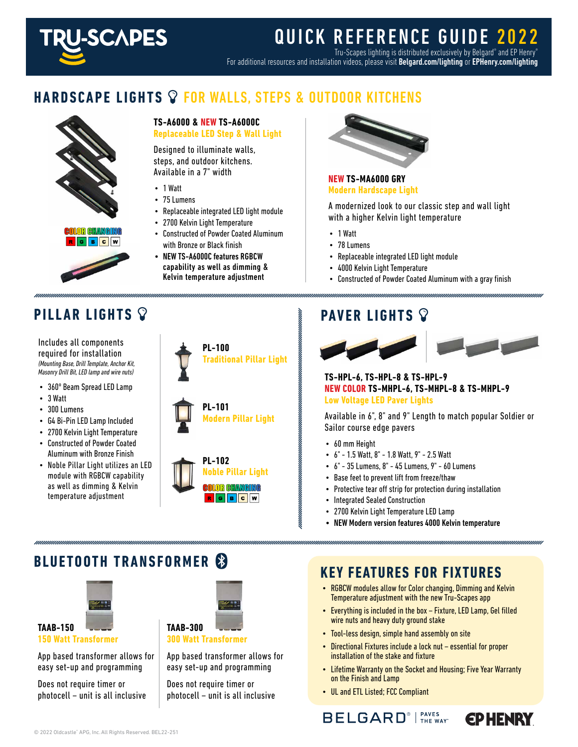# TRU-SCAPES

# QUICK REFERENCE GUIDE 2022

Tru-Scapes lighting is distributed exclusively by Belgard® and EP Henry®
For additional resources and installation videos, please visit **Belgard.com/lighting** or **EPHenry.com/lighting**

## HARDSCAPE LIGHTS FOR WALLS, STEPS & OUTDOOR KITCHENS

COLOR CHANGING
R G B C W

### TS-A6000 & NEW TS-A6000C
**Replaceable LED Step & Wall Light**

Designed to illuminate walls, steps, and outdoor kitchens. Available in a 7" width

- 1 Watt
- 75 Lumens
- Replaceable integrated LED light module
- 2700 Kelvin Light Temperature
- Constructed of Powder Coated Aluminum with Bronze or Black finish
- **NEW TS-A6000C features RGBCW capability as well as dimming & Kelvin temperature adjustment**

### NEW TS-MA6000 GRY
**Modern Hardscape Light**

A modernized look to our classic step and wall light with a higher Kelvin light temperature

- 1 Watt
- 78 Lumens
- Replaceable integrated LED light module
- 4000 Kelvin Light Temperature
- Constructed of Powder Coated Aluminum with a gray finish

## PILLAR LIGHTS

Includes all components required for installation
*(Mounting Base, Drill Template, Anchor Kit, Masonry Drill Bit, LED lamp and wire nuts)*

- 360° Beam Spread LED Lamp
- 3 Watt
- 300 Lumens
- G4 Bi-Pin LED Lamp Included
- 2700 Kelvin Light Temperature
- Constructed of Powder Coated Aluminum with Bronze Finish
- Noble Pillar Light utilizes an LED module with RGBCW capability as well as dimming & Kelvin temperature adjustment

**PL-100**
**Traditional Pillar Light**

**PL-101**
**Modern Pillar Light**

**PL-102**
**Noble Pillar Light**

COLOR CHANGING
R G B C W

## PAVER LIGHTS

### TS-HPL-6, TS-HPL-8 & TS-HPL-9
### NEW COLOR TS-MHPL-6, TS-MHPL-8 & TS-MHPL-9
**Low Voltage LED Paver Lights**

Available in 6", 8" and 9" Length to match popular Soldier or Sailor course edge pavers

- 60 mm Height
- 6" - 1.5 Watt, 8" - 1.8 Watt, 9" - 2.5 Watt
- 6" - 35 Lumens, 8" - 45 Lumens, 9" - 60 Lumens
- Base feet to prevent lift from freeze/thaw
- Protective tear off strip for protection during installation
- Integrated Sealed Construction
- 2700 Kelvin Light Temperature LED Lamp
- **NEW Modern version features 4000 Kelvin temperature**

## BLUETOOTH TRANSFORMER

**TAAB-150**
**150 Watt Transformer**

App based transformer allows for easy set-up and programming

Does not require timer or photocell – unit is all inclusive

**TAAB-300**
**300 Watt Transformer**

App based transformer allows for easy set-up and programming

Does not require timer or photocell – unit is all inclusive

## KEY FEATURES FOR FIXTURES

- RGBCW modules allow for Color changing, Dimming and Kelvin Temperature adjustment with the new Tru-Scapes app
- Everything is included in the box – Fixture, LED Lamp, Gel filled wire nuts and heavy duty ground stake
- Tool-less design, simple hand assembly on site
- Directional Fixtures include a lock nut – essential for proper installation of the stake and fixture
- Lifetime Warranty on the Socket and Housing; Five Year Warranty on the Finish and Lamp
- UL and ETL Listed; FCC Compliant

BELGARD® | PAVES THE WAY™ EP HENRY

© 2022 Oldcastle® APG, Inc. All Rights Reserved. BEL22-251